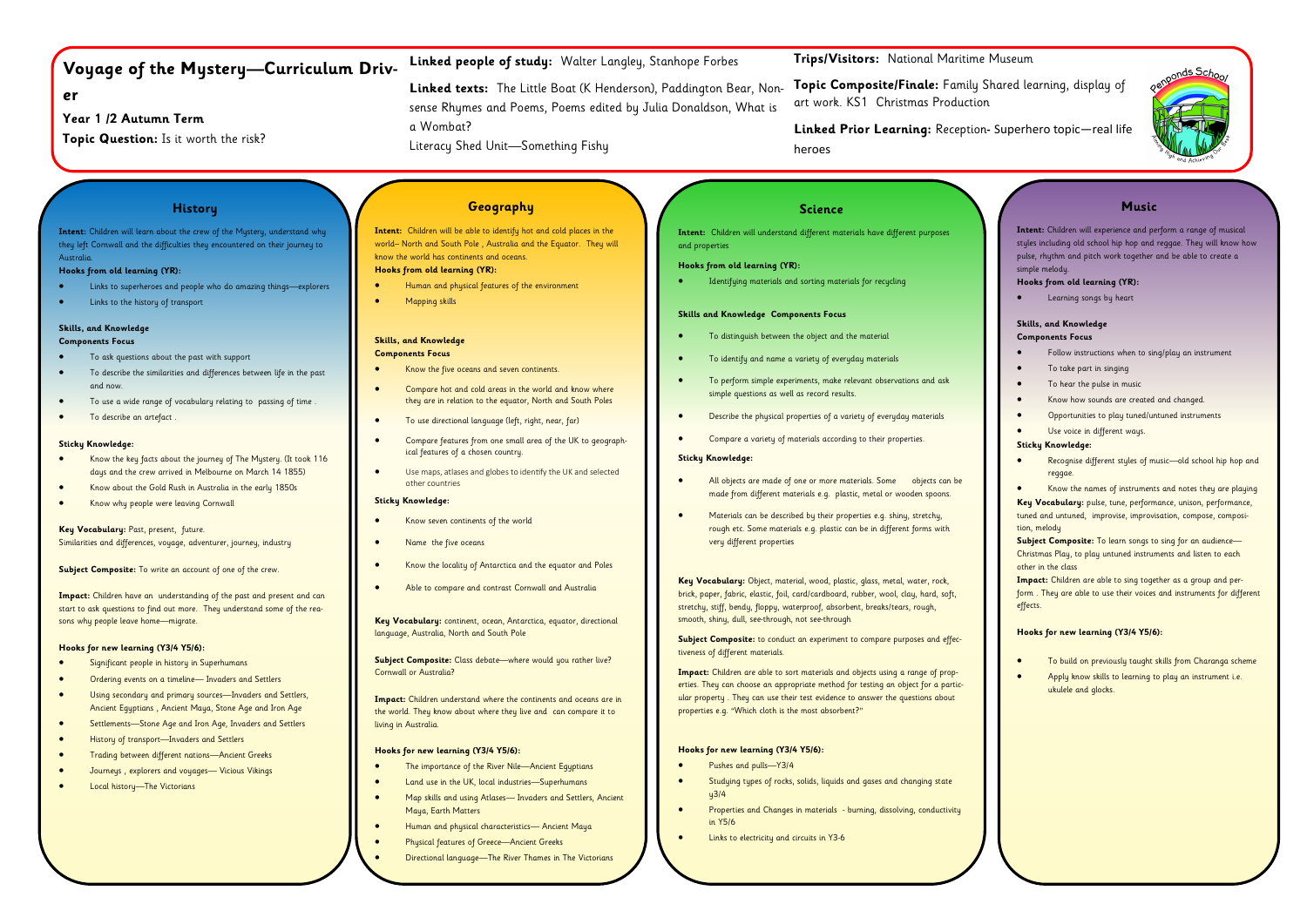# Voyage of the Mystery—Curriculum Driver

**Year 1 /2 Autumn Term**

**Topic Question:** Is it worth the risk?

**Linked people of study:** Walter Langley, Stanhope Forbes

**Linked texts:** The Little Boat (K Henderson), Paddington Bear, Nonsense Rhymes and Poems, Poems edited by Julia Donaldson, What is a Wombat?
Literacy Shed Unit—Something Fishy

**Trips/Visitors:** National Maritime Museum

**Topic Composite/Finale:** Family Shared learning, display of art work. KS1 Christmas Production

**Linked Prior Learning:** Reception- Superhero topic—real life heroes

Penponds School — Aiming High and Achieving Our Best

## History

**Intent:** Children will learn about the crew of the Mystery, understand why they left Cornwall and the difficulties they encountered on their journey to Australia.

**Hooks from old learning (YR):**

- Links to superheroes and people who do amazing things—explorers
- Links to the history of transport

**Skills, and Knowledge**
**Components Focus**

- To ask questions about the past with support
- To describe the similarities and differences between life in the past and now.
- To use a wide range of vocabulary relating to passing of time .
- To describe an artefact .

**Sticky Knowledge:**

- Know the key facts about the journey of The Mystery. (It took 116 days and the crew arrived in Melbourne on March 14 1855)
- Know about the Gold Rush in Australia in the early 1850s
- Know why people were leaving Cornwall

**Key Vocabulary:** Past, present, future.
Similarities and differences, voyage, adventurer, journey, industry

**Subject Composite:** To write an account of one of the crew.

**Impact:** Children have an understanding of the past and present and can start to ask questions to find out more. They understand some of the reasons why people leave home—migrate.

**Hooks for new learning (Y3/4 Y5/6):**

- Significant people in history in Superhumans
- Ordering events on a timeline— Invaders and Settlers
- Using secondary and primary sources—Invaders and Settlers, Ancient Egyptians , Ancient Maya, Stone Age and Iron Age
- Settlements—Stone Age and Iron Age, Invaders and Settlers
- History of transport—Invaders and Settlers
- Trading between different nations—Ancient Greeks
- Journeys , explorers and voyages— Vicious Vikings
- Local history—The Victorians

## Geography

**Intent:** Children will be able to identify hot and cold places in the world– North and South Pole , Australia and the Equator. They will know the world has continents and oceans.

**Hooks from old learning (YR):**

- Human and physical features of the environment
- Mapping skills

**Skills, and Knowledge**
**Components Focus**

- Know the five oceans and seven continents.
- Compare hot and cold areas in the world and know where they are in relation to the equator, North and South Poles
- To use directional language (left, right, near, far)
- Compare features from one small area of the UK to geographical features of a chosen country.
- Use maps, atlases and globes to identify the UK and selected other countries

**Sticky Knowledge:**

- Know seven continents of the world
- Name the five oceans
- Know the locality of Antarctica and the equator and Poles
- Able to compare and contrast Cornwall and Australia

**Key Vocabulary:** continent, ocean, Antarctica, equator, directional language, Australia, North and South Pole

**Subject Composite:** Class debate—where would you rather live? Cornwall or Australia?

**Impact:** Children understand where the continents and oceans are in the world. They know about where they live and can compare it to living in Australia.

**Hooks for new learning (Y3/4 Y5/6):**

- The importance of the River Nile—Ancient Egyptians
- Land use in the UK, local industries—Superhumans
- Map skills and using Atlases— Invaders and Settlers, Ancient Maya, Earth Matters
- Human and physical characteristics— Ancient Maya
- Physical features of Greece—Ancient Greeks
- Directional language—The River Thames in The Victorians

## Science

**Intent:** Children will understand different materials have different purposes and properties

**Hooks from old learning (YR):**

- Identifying materials and sorting materials for recycling

**Skills and Knowledge Components Focus**

- To distinguish between the object and the material
- To identify and name a variety of everyday materials
- To perform simple experiments, make relevant observations and ask simple questions as well as record results.
- Describe the physical properties of a variety of everyday materials
- Compare a variety of materials according to their properties.

**Sticky Knowledge:**

- All objects are made of one or more materials. Some objects can be made from different materials e.g. plastic, metal or wooden spoons.
- Materials can be described by their properties e.g. shiny, stretchy, rough etc. Some materials e.g. plastic can be in different forms with very different properties

**Key Vocabulary:** Object, material, wood, plastic, glass, metal, water, rock, brick, paper, fabric, elastic, foil, card/cardboard, rubber, wool, clay, hard, soft, stretchy, stiff, bendy, floppy, waterproof, absorbent, breaks/tears, rough, smooth, shiny, dull, see-through, not see-through

**Subject Composite:** to conduct an experiment to compare purposes and effectiveness of different materials.

**Impact:** Children are able to sort materials and objects using a range of properties. They can choose an appropriate method for testing an object for a particular property . They can use their test evidence to answer the questions about properties e.g. "Which cloth is the most absorbent?"

**Hooks for new learning (Y3/4 Y5/6):**

- Pushes and pulls—Y3/4
- Studying types of rocks, solids, liquids and gases and changing state y3/4
- Properties and Changes in materials - burning, dissolving, conductivity in Y5/6
- Links to electricity and circuits in Y3-6

## Music

**Intent:** Children will experience and perform a range of musical styles including old school hip hop and reggae. They will know how pulse, rhythm and pitch work together and be able to create a simple melody.

**Hooks from old learning (YR):**

- Learning songs by heart

**Skills, and Knowledge**
**Components Focus**

- Follow instructions when to sing/play an instrument
- To take part in singing
- To hear the pulse in music
- Know how sounds are created and changed.
- Opportunities to play tuned/untuned instruments
- Use voice in different ways.

**Sticky Knowledge:**

- Recognise different styles of music—old school hip hop and reggae.
- Know the names of instruments and notes they are playing

**Key Vocabulary:** pulse, tune, performance, unison, performance, tuned and untuned, improvise, improvisation, compose, composition, melody

**Subject Composite:** To learn songs to sing for an audience—Christmas Play, to play untuned instruments and listen to each other in the class

**Impact:** Children are able to sing together as a group and perform . They are able to use their voices and instruments for different effects.

**Hooks for new learning (Y3/4 Y5/6):**

- To build on previously taught skills from Charanga scheme
- Apply know skills to learning to play an instrument i.e. ukulele and glocks.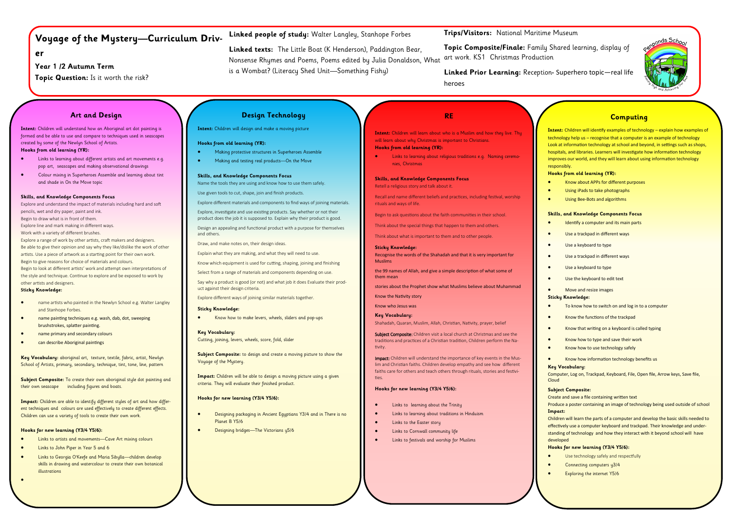# Voyage of the Mystery—Curriculum Driver

**Year 1 /2 Autumn Term**

**Topic Question:** Is it worth the risk?

**Linked people of study:** Walter Langley, Stanhope Forbes

**Linked texts:** The Little Boat (K Henderson), Paddington Bear, Nonsense Rhymes and Poems, Poems edited by Julia Donaldson, What is a Wombat? (Literacy Shed Unit—Something Fishy)

**Trips/Visitors:** National Maritime Museum

**Topic Composite/Finale:** Family Shared learning, display of art work. KS1 Christmas Production

**Linked Prior Learning:** Reception- Superhero topic—real life heroes

## Art and Design

**Intent:** Children will understand how an Aboriginal art dot painting is formed and be able to use and compare to techniques used in seascapes created by some of the Newlyn School of Artists.

**Hooks from old learning (YR):**

- Links to learning about different artists and art movements e.g. pop art, seascapes and making observational drawings
- Colour mixing in Superheroes Assemble and learning about tint and shade in On the Move topic

**Skills, and Knowledge Components Focus**

Explore and understand the impact of materials including hard and soft pencils, wet and dry paper, paint and ink.
Begin to draw what is in front of them.
Explore line and mark making in different ways.
Work with a variety of different brushes.
Explore a range of work by other artists, craft makers and designers.
Be able to give their opinion and say why they like/dislike the work of other artists. Use a piece of artwork as a starting point for their own work.
Begin to give reasons for choice of materials and colours.
Begin to look at different artists' work and attempt own interpretations of the style and technique. Continue to explore and be exposed to work by other artists and designers.

**Sticky Knowledge:**

- name artists who painted in the Newlyn School e.g. Walter Langley and Stanhope Forbes.
- name painting techniques e.g. wash, dab, dot, sweeping brushstrokes, splatter painting.
- name primary and secondary colours
- can describe Aboriginal paintings

**Key Vocabulary:** aboriginal art, texture, textile, fabric, artist, Newlyn School of Artists, primary, secondary, technique, tint, tone, line, pattern

**Subject Composite:** To create their own aboriginal style dot painting and their own seascape including figures and boats.

**Impact:** Children are able to identify different styles of art and how different techniques and colours are used effectively to create different effects. Children can use a variety of tools to create their own work.

**Hooks for new learning (Y3/4 Y5/6):**

- Links to artists and movements—Cave Art mixing colours
- Links to John Piper in Year 5 and 6
- Links to Georgia O'Keefe and Maria Sibylla—children develop skills in drawing and watercolour to create their own botanical illustrations

## Design Technology

**Intent:** Children will design and make a moving picture

**Hooks from old learning (YR):**

- Making protective structures in Superheroes Assemble
- Making and testing real products—On the Move

**Skills, and Knowledge Components Focus**

Name the tools they are using and know how to use them safely.

Use given tools to cut, shape, join and finish products.

Explore different materials and components to find ways of joining materials.

Explore, investigate and use existing products. Say whether or not their product does the job it is supposed to. Explain why their product is good.

Design an appealing and functional product with a purpose for themselves and others.

Draw, and make notes on, their design ideas.

Explain what they are making, and what they will need to use.

Know which equipment is used for cutting, shaping, joining and finishing

Select from a range of materials and components depending on use.

Say why a product is good (or not) and what job it does Evaluate their product against their design criteria.

Explore different ways of joining similar materials together.

**Sticky Knowledge:**

- Know how to make levers, wheels, sliders and pop-ups

**Key Vocabulary:**

Cutting, joining, levers, wheels, score, fold, slider

**Subject Composite:** to design and create a moving picture to show the Voyage of the Mystery.

**Impact:** Children will be able to design a moving picture using a given criteria. They will evaluate their finished product.

**Hooks for new learning (Y3/4 Y5/6):**

- Designing packaging in Ancient Egyptians Y3/4 and in There is no Planet B Y5/6
- Designing bridges—The Victorians y5/6

## RE

**Intent:** Children will learn about who is a Muslim and how they live. They will learn about why Christmas is important to Christians.

**Hooks from old learning (YR):**

- Links to learning about religious traditions e.g. Naming ceremonies, Christmas

**Skills, and Knowledge Components Focus**

Retell a religious story and talk about it.

Recall and name different beliefs and practices, including festival, worship rituals and ways of life.

Begin to ask questions about the faith communities in their school.

Think about the special things that happen to them and others.

Think about what is important to them and to other people.

**Sticky Knowledge:**

Recognise the words of the Shahadah and that it is very important for Muslims

the 99 names of Allah, and give a simple description of what some of them mean

stories about the Prophet show what Muslims believe about Muhammad

Know the Nativity story

Know who Jesus was

**Key Vocabulary:**

Shahadah, Quran, Muslim, Allah, Christian, Nativity, prayer, belief

**Subject Composite:** Children visit a local church at Christmas and see the traditions and practices of a Christian tradition, Children perform the Nativity.

**Impact:** Children will understand the importance of key events in the Muslim and Christian faiths. Children develop empathy and see how different faiths care for others and teach others through rituals, stories and festivities.

**Hooks for new learning (Y3/4 Y5/6):**

- Links to learning about the Trinity
- Links to learning about traditions in Hinduism
- Links to the Easter story
- Links to Cornwall community life
- Links to festivals and worship for Muslims

## Computing

**Intent:** Children will identify examples of technology – explain how examples of technology help us – recognise that a computer is an example of technology Look at information technology at school and beyond, in settings such as shops, hospitals, and libraries. Learners will investigate how information technology improves our world, and they will learn about using information technology responsibly.

**Hooks from old learning (YR):**

- Know about APPs for different purposes
- Using iPads to take photographs
- Using Bee-Bots and algorithms

**Skills, and Knowledge Components Focus**

- Identify a computer and its main parts
- Use a trackpad in different ways
- Use a keyboard to type
- Use a trackpad in different ways
- Use a keyboard to type
- Use the keyboard to edit text
- Move and resize images

**Sticky Knowledge:**

- To know how to switch on and log in to a computer
- Know the functions of the trackpad
- Know that writing on a keyboard is called typing
- Know how to type and save their work
- Know how to use technology safely
- Know how information technology benefits us

**Key Vocabulary:**

Computer, Log on, Trackpad, Keyboard, File, Open file, Arrow keys, Save file, Cloud

**Subject Composite:**

Create and save a file containing written text

Produce a poster containing an image of technology being used outside of school

**Impact:**

Children will learn the parts of a computer and develop the basic skills needed to effectively use a computer keyboard and trackpad. Their knowledge and understanding of technology and how they interact with it beyond school will have developed

**Hooks for new learning (Y3/4 Y5/6):**

- Use technology safely and respectfully
- Connecting computers y3/4
- Exploring the internet Y5/6